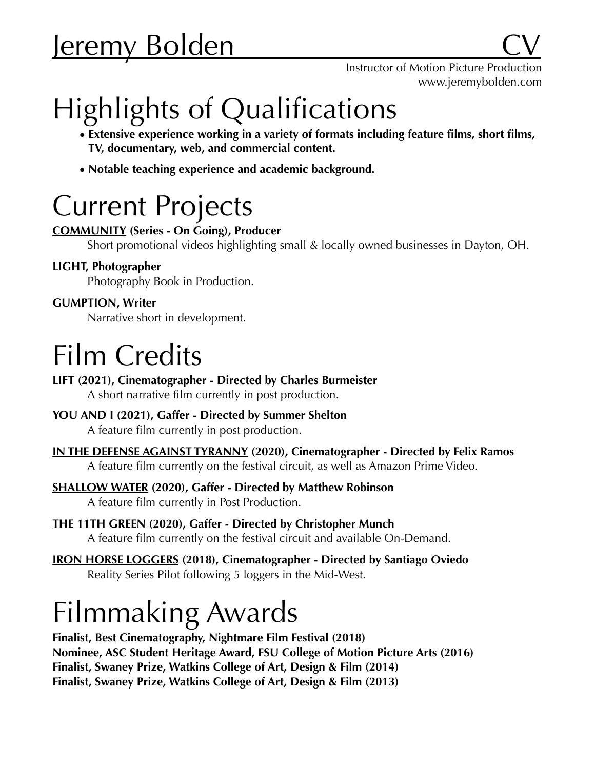# Jeremy Bolden CV

Instructor of Motion Picture Production
www.jeremybolden.com

# Highlights of Qualifications

- **Extensive experience working in a variety of formats including feature films, short films, TV, documentary, web, and commercial content.**
- **Notable teaching experience and academic background.**

# Current Projects

**COMMUNITY (Series - On Going), Producer**
Short promotional videos highlighting small & locally owned businesses in Dayton, OH.

**LIGHT, Photographer**
Photography Book in Production.

**GUMPTION, Writer**
Narrative short in development.

# Film Credits

**LIFT (2021), Cinematographer - Directed by Charles Burmeister**
A short narrative film currently in post production.

**YOU AND I (2021), Gaffer - Directed by Summer Shelton**
A feature film currently in post production.

**IN THE DEFENSE AGAINST TYRANNY (2020), Cinematographer - Directed by Felix Ramos**
A feature film currently on the festival circuit, as well as Amazon Prime Video.

**SHALLOW WATER (2020), Gaffer - Directed by Matthew Robinson**
A feature film currently in Post Production.

**THE 11TH GREEN (2020), Gaffer - Directed by Christopher Munch**
A feature film currently on the festival circuit and available On-Demand.

**IRON HORSE LOGGERS (2018), Cinematographer - Directed by Santiago Oviedo**
Reality Series Pilot following 5 loggers in the Mid-West.

# Filmmaking Awards

**Finalist, Best Cinematography, Nightmare Film Festival (2018)**
**Nominee, ASC Student Heritage Award, FSU College of Motion Picture Arts (2016)**
**Finalist, Swaney Prize, Watkins College of Art, Design & Film (2014)**
**Finalist, Swaney Prize, Watkins College of Art, Design & Film (2013)**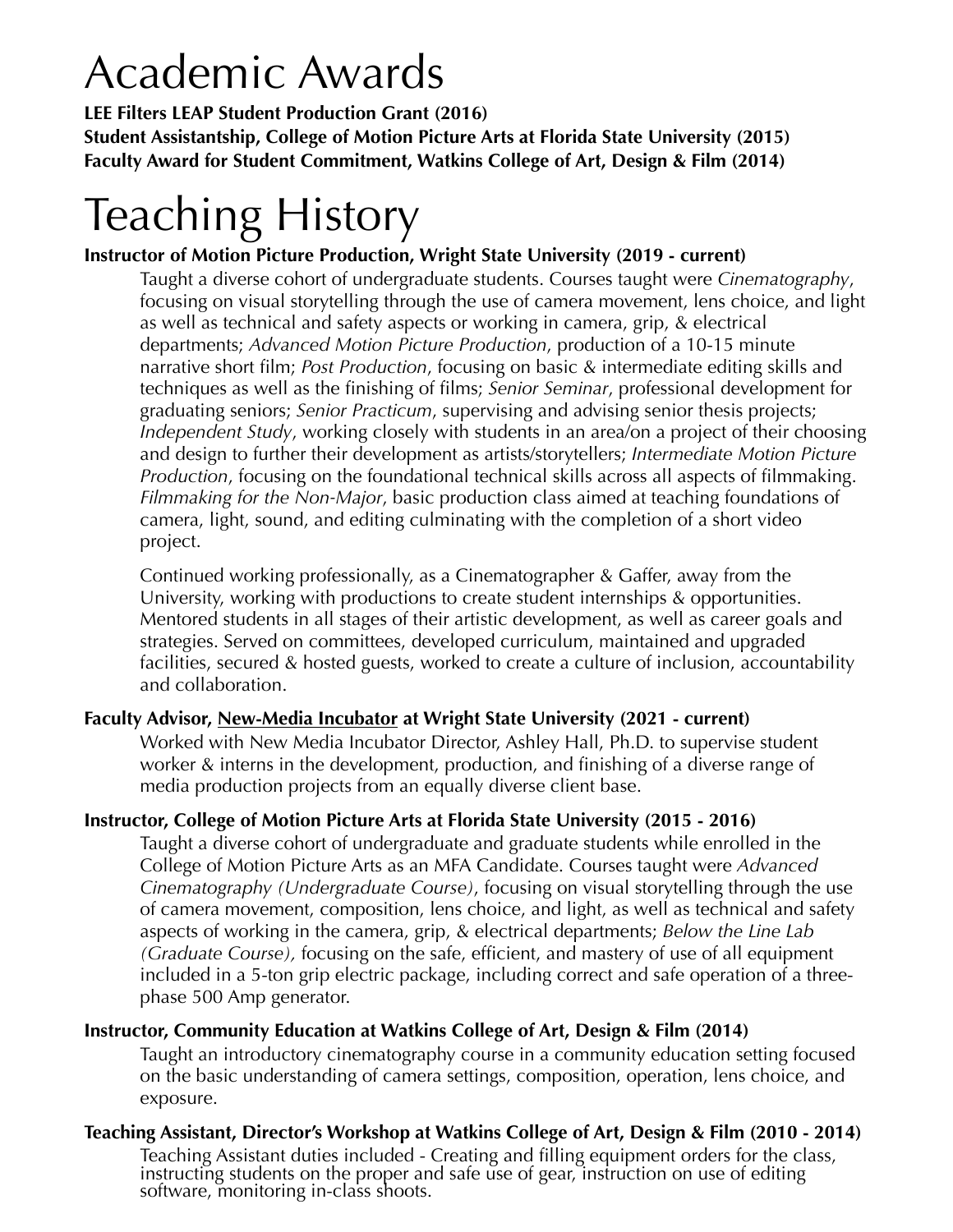# Academic Awards

**LEE Filters LEAP Student Production Grant (2016)**
**Student Assistantship, College of Motion Picture Arts at Florida State University (2015)**
**Faculty Award for Student Commitment, Watkins College of Art, Design & Film (2014)**

# Teaching History

**Instructor of Motion Picture Production, Wright State University (2019 - current)**

Taught a diverse cohort of undergraduate students. Courses taught were *Cinematography*, focusing on visual storytelling through the use of camera movement, lens choice, and light as well as technical and safety aspects or working in camera, grip, & electrical departments; *Advanced Motion Picture Production*, production of a 10-15 minute narrative short film; *Post Production*, focusing on basic & intermediate editing skills and techniques as well as the finishing of films; *Senior Seminar*, professional development for graduating seniors; *Senior Practicum*, supervising and advising senior thesis projects; *Independent Study*, working closely with students in an area/on a project of their choosing and design to further their development as artists/storytellers; *Intermediate Motion Picture Production*, focusing on the foundational technical skills across all aspects of filmmaking. *Filmmaking for the Non-Major*, basic production class aimed at teaching foundations of camera, light, sound, and editing culminating with the completion of a short video project.

Continued working professionally, as a Cinematographer & Gaffer, away from the University, working with productions to create student internships & opportunities. Mentored students in all stages of their artistic development, as well as career goals and strategies. Served on committees, developed curriculum, maintained and upgraded facilities, secured & hosted guests, worked to create a culture of inclusion, accountability and collaboration.

**Faculty Advisor, New-Media Incubator at Wright State University (2021 - current)**

Worked with New Media Incubator Director, Ashley Hall, Ph.D. to supervise student worker & interns in the development, production, and finishing of a diverse range of media production projects from an equally diverse client base.

**Instructor, College of Motion Picture Arts at Florida State University (2015 - 2016)**

Taught a diverse cohort of undergraduate and graduate students while enrolled in the College of Motion Picture Arts as an MFA Candidate. Courses taught were *Advanced Cinematography (Undergraduate Course)*, focusing on visual storytelling through the use of camera movement, composition, lens choice, and light, as well as technical and safety aspects of working in the camera, grip, & electrical departments; *Below the Line Lab (Graduate Course),* focusing on the safe, efficient, and mastery of use of all equipment included in a 5-ton grip electric package, including correct and safe operation of a three-phase 500 Amp generator.

**Instructor, Community Education at Watkins College of Art, Design & Film (2014)**

Taught an introductory cinematography course in a community education setting focused on the basic understanding of camera settings, composition, operation, lens choice, and exposure.

**Teaching Assistant, Director's Workshop at Watkins College of Art, Design & Film (2010 - 2014)**

Teaching Assistant duties included - Creating and filling equipment orders for the class, instructing students on the proper and safe use of gear, instruction on use of editing software, monitoring in-class shoots.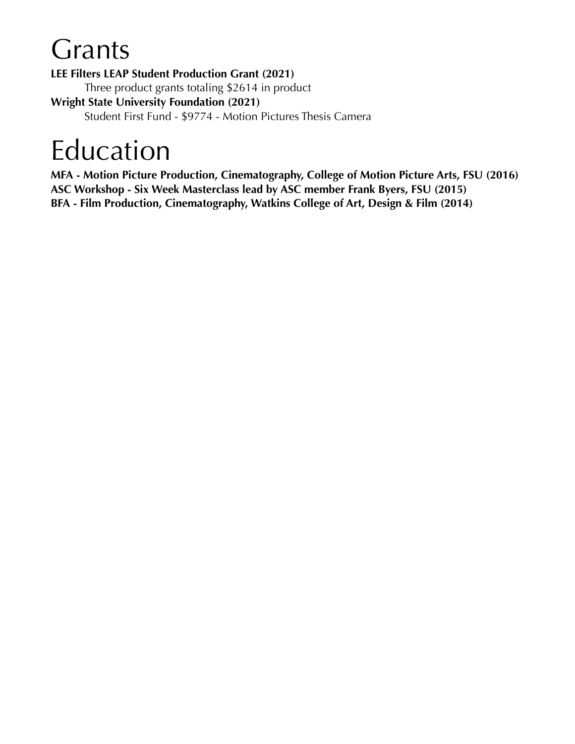# Grants

**LEE Filters LEAP Student Production Grant (2021)**

Three product grants totaling $2614 in product

**Wright State University Foundation (2021)**

Student First Fund - $9774 - Motion Pictures Thesis Camera

# Education

**MFA - Motion Picture Production, Cinematography, College of Motion Picture Arts, FSU (2016)**
**ASC Workshop - Six Week Masterclass lead by ASC member Frank Byers, FSU (2015)**
**BFA - Film Production, Cinematography, Watkins College of Art, Design & Film (2014)**